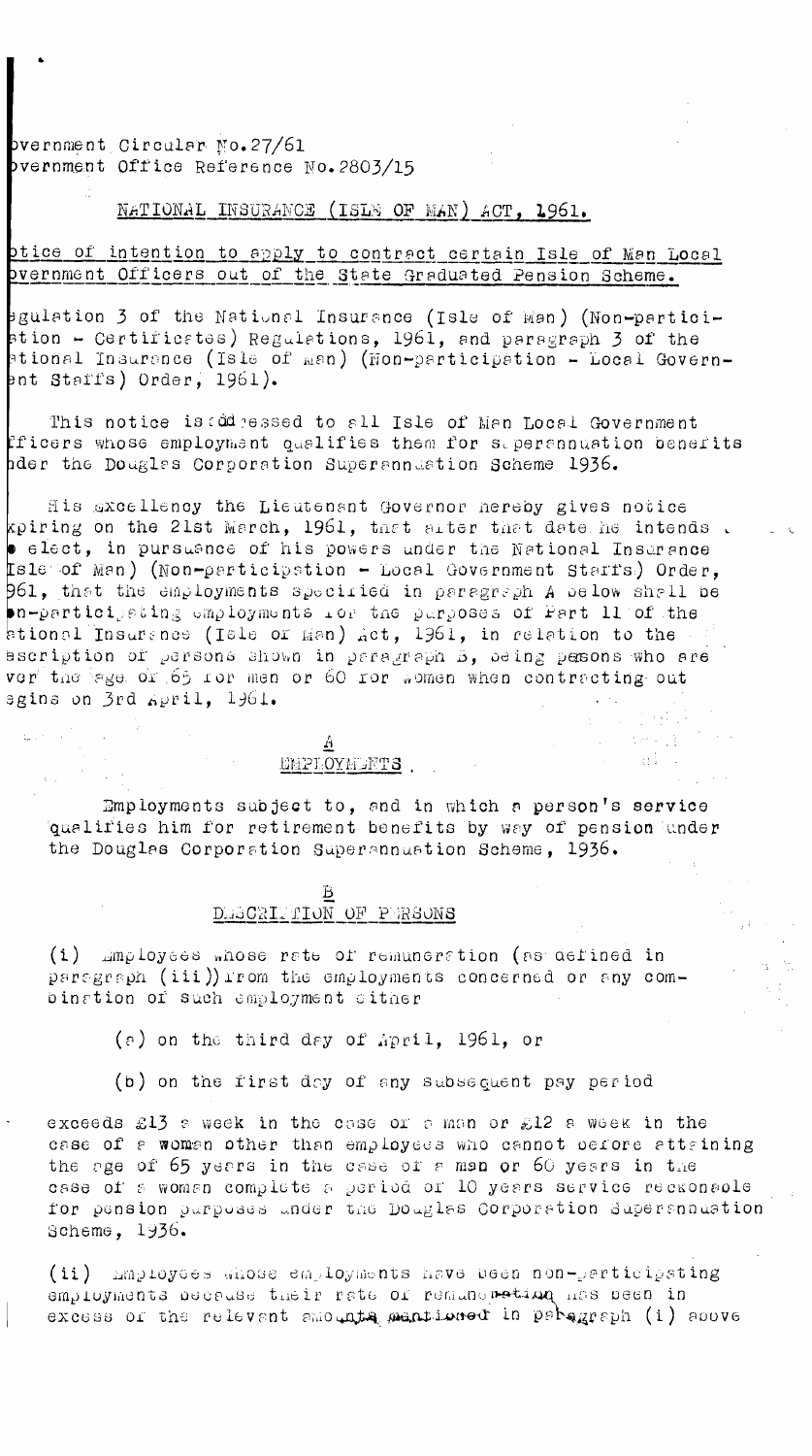overnment Circular No.27/61
overnment Office Reference No.2803/15

NATIONAL INSURANCE (ISLE OF MAN) ACT, 1961.

otice of intention to apply to contract certain Isle of Man Local overnment Officers out of the State Graduated Pension Scheme.

egulation 3 of the National Insurance (Isle of Man) (Non-participation - Certificates) Regulations, 1961, and paragraph 3 of the ational Insurance (Isle of Man) (Non-participation - Local Government Staffs) Order, 1961).

This notice is addressed to all Isle of Man Local Government fficers whose employment qualifies them for superannuation benefits nder the Douglas Corporation Superannuation Scheme 1936.

His Excellency the Lieutenant Governor hereby gives notice xpiring on the 21st March, 1961, that after that date he intends to elect, in pursuance of his powers under the National Insurance Isle of Man) (Non-participation - Local Government Staffs) Order, 961, that the employments specified in paragraph A below shall be on-participating employments for the purposes of Part II of the ational Insurance (Isle of Man) Act, 1961, in relation to the escription of persons shown in paragraph B, being persons who are ver the age of 65 for men or 60 for women when contracting out egins on 3rd April, 1961.

A
EMPLOYMENTS.

Employments subject to, and in which a person's service qualifies him for retirement benefits by way of pension under the Douglas Corporation Superannuation Scheme, 1936.

B
DESCRIPTION OF PERSONS

(i) Employees whose rate of remuneration (as defined in paragraph (iii)) from the employments concerned or any combination of such employment either

(a) on the third day of April, 1961, or

(b) on the first day of any subsequent pay period

exceeds £13 a week in the case of a man or £12 a week in the case of a woman other than employees who cannot before attaining the age of 65 years in the case of a man or 60 years in the case of a woman complete a period of 10 years service reckonable for pension purposes under the Douglas Corporation Superannuation Scheme, 1936.

(ii) Employees whose employments have been non-participating employments because their rate of remuneration has been in excess of the relevant amounts mentioned in paragraph (i) above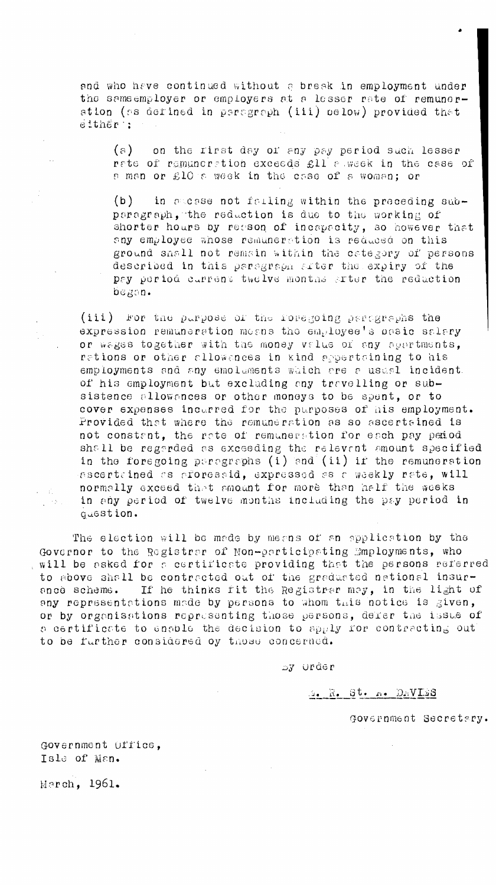and who have continued without a break in employment under the same employer or employers at a lesser rate of remuneration (as defined in paragraph (iii) below) provided that either:

(a) on the first day of any pay period such lesser rate of remuneration exceeds £11 a week in the case of a man or £10 a week in the case of a woman; or

(b) in a case not falling within the preceding sub-paragraph, the reduction is due to the working of shorter hours by reason of incapacity, so however that any employee whose remuneration is reduced on this ground shall not remain within the category of persons described in this paragraph after the expiry of the pay period current twelve months after the reduction began.

(iii) For the purpose of the foregoing paragraphs the expression remuneration means the employee's basic salary or wages together with the money value of any apartments, rations or other allowances in kind appertaining to his employments and any emoluments which are a usual incident of his employment but excluding any travelling or subsistence allowances or other moneys to be spent, or to cover expenses incurred for the purposes of his employment. Provided that where the remuneration as so ascertained is not constant, the rate of remuneration for each pay period shall be regarded as exceeding the relevant amount specified in the foregoing paragraphs (i) and (ii) if the remuneration ascertained as aforesaid, expressed as a weekly rate, will normally exceed that amount for more than half the weeks in any period of twelve months including the pay period in question.

The election will be made by means of an application by the Governor to the Registrar of Non-participating Employments, who will be asked for a certificate providing that the persons referred to above shall be contracted out of the graduated national insurance scheme. If he thinks fit the Registrar may, in the light of any representations made by persons to whom this notice is given, or by organisations representing those persons, defer the issue of a certificate to enable the decision to apply for contracting out to be further considered by those concerned.

By Order

A. R. St. A. DAVIES

Government Secretary.

Government Office,
Isle of Man.

March, 1961.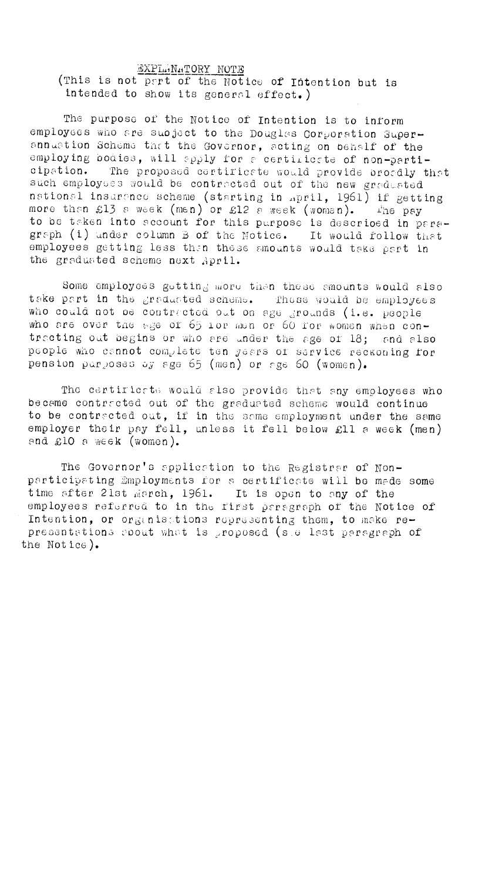## EXPLANATORY NOTE

(This is not part of the Notice of Intention but is intended to show its general effect.)

The purpose of the Notice of Intention is to inform employees who are subject to the Douglas Corporation Superannuation Scheme that the Governor, acting on behalf of the employing bodies, will apply for a certificate of non-participation. The proposed certificate would provide broadly that such employees would be contracted out of the new graduated national insurance scheme (starting in April, 1961) if getting more than £13 a week (men) or £12 a week (women). The pay to be taken into account for this purpose is described in paragraph (i) under column B of the Notice. It would follow that employees getting less than these amounts would take part in the graduated scheme next April.

Some employees getting more than these amounts would also take part in the graduated scheme. These would be employees who could not be contracted out on age grounds (i.e. people who are over the age of 65 for men or 60 for women when contracting out begins or who are under the age of 18; and also people who cannot complete ten years of service reckoning for pension purposes by age 65 (men) or age 60 (women).

The certificate would also provide that any employees who became contracted out of the graduated scheme would continue to be contracted out, if in the same employment under the same employer their pay fell, unless it fell below £11 a week (men) and £10 a week (women).

The Governor's application to the Registrar of Non-participating Employments for a certificate will be made some time after 21st March, 1961. It is open to any of the employees referred to in the first paragraph of the Notice of Intention, or organisations representing them, to make representations about what is proposed (see last paragraph of the Notice).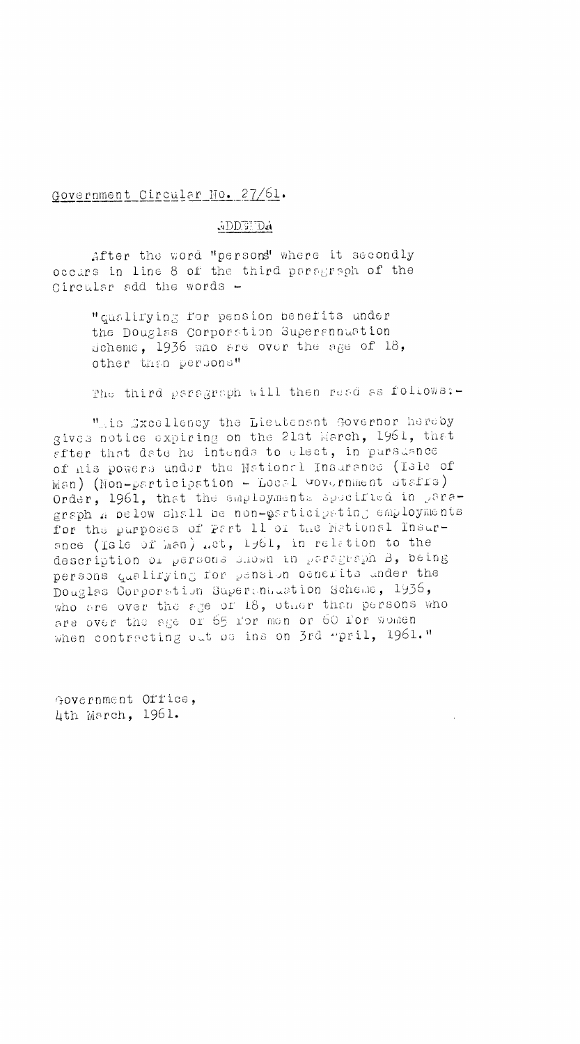Government Circular No. 27/61.

ADDENDA

After the word "persons" where it secondly occurs in line 8 of the third paragraph of the Circular add the words -

> "qualifying for pension benefits under the Douglas Corporation Superannuation Scheme, 1936 who are over the age of 18, other than persons"

The third paragraph will then read as follows:-

> "His Excellency the Lieutenant Governor hereby gives notice expiring on the 21st March, 1961, that after that date he intends to elect, in pursuance of his powers under the National Insurance (Isle of Man) (Non-participation - Local Government Staffs) Order, 1961, that the employments specified in paragraph A below shall be non-participating employments for the purposes of Part II of the National Insurance (Isle of Man) Act, 1961, in relation to the description of persons shown in paragraph B, being persons qualifying for pension benefits under the Douglas Corporation Superannuation Scheme, 1936, who are over the age of 18, other than persons who are over the age of 65 for men or 60 for women when contracting out begins on 3rd April, 1961."

Government Office,
4th March, 1961.